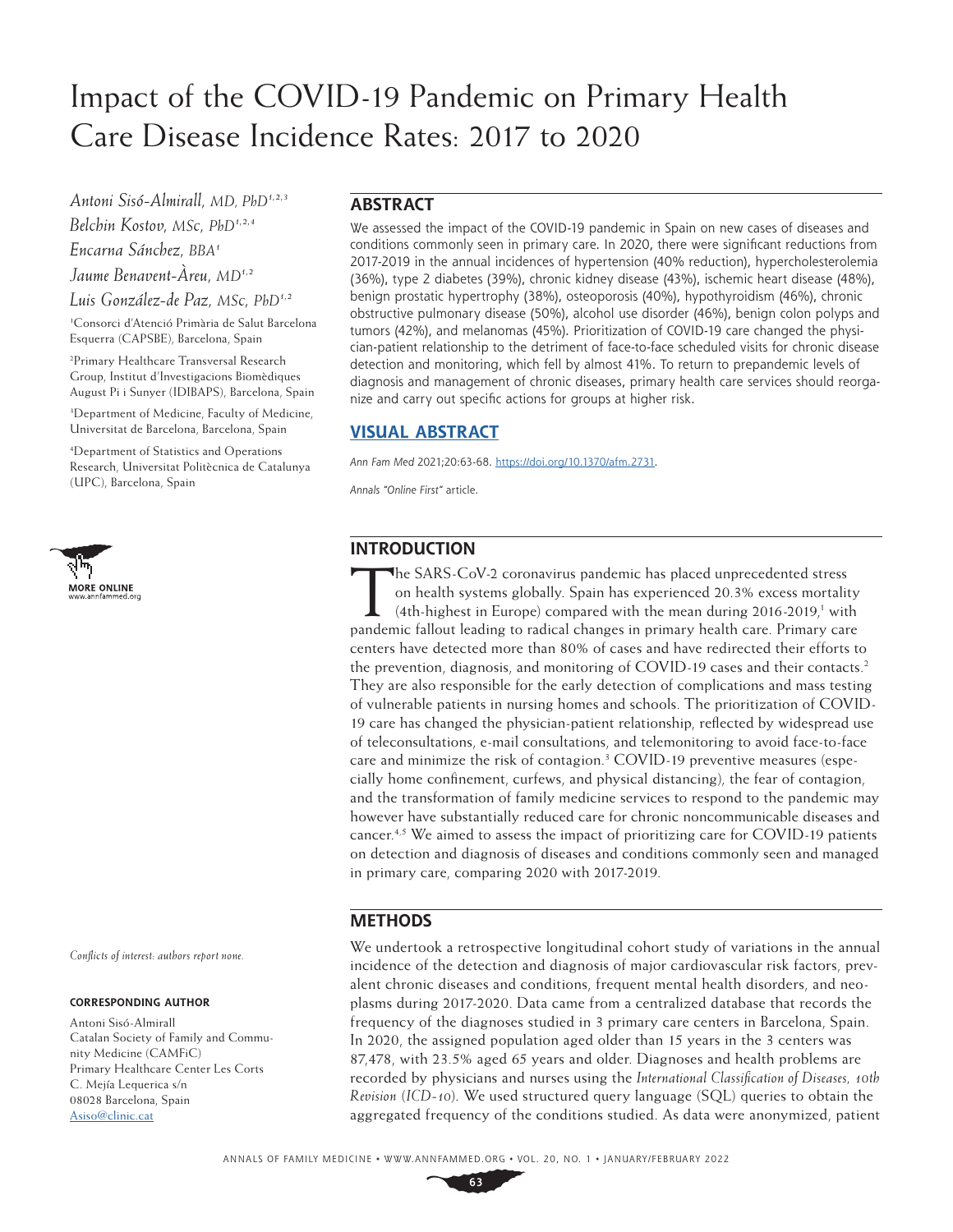# Impact of the COVID-19 Pandemic on Primary Health Care Disease Incidence Rates: 2017 to 2020

*Antoni Sisó-Almirall, MD, PhD*[1,2,3]

*Belchin Kostov, MSc, PhD*[1,2,4]

*Encarna Sánchez, BBA*[1]

*Jaume Benavent-Àreu, MD*[1,2]

*Luis González-de Paz, MSc, PhD*[1,2]

[1]Consorci d'Atenció Primària de Salut Barcelona Esquerra (CAPSBE), Barcelona, Spain

[2]Primary Healthcare Transversal Research Group, Institut d'Investigacions Biomèdiques August Pi i Sunyer (IDIBAPS), Barcelona, Spain

[3]Department of Medicine, Faculty of Medicine, Universitat de Barcelona, Barcelona, Spain

[4]Department of Statistics and Operations Research, Universitat Politècnica de Catalunya (UPC), Barcelona, Spain

MORE ONLINE
www.annfammed.org

*Conflicts of interest: authors report none.*

**CORRESPONDING AUTHOR**

Antoni Sisó-Almirall
Catalan Society of Family and Community Medicine (CAMFiC)
Primary Healthcare Center Les Corts
C. Mejía Lequerica s/n
08028 Barcelona, Spain
Asiso@clinic.cat

## ABSTRACT

We assessed the impact of the COVID-19 pandemic in Spain on new cases of diseases and conditions commonly seen in primary care. In 2020, there were significant reductions from 2017-2019 in the annual incidences of hypertension (40% reduction), hypercholesterolemia (36%), type 2 diabetes (39%), chronic kidney disease (43%), ischemic heart disease (48%), benign prostatic hypertrophy (38%), osteoporosis (40%), hypothyroidism (46%), chronic obstructive pulmonary disease (50%), alcohol use disorder (46%), benign colon polyps and tumors (42%), and melanomas (45%). Prioritization of COVID-19 care changed the physician-patient relationship to the detriment of face-to-face scheduled visits for chronic disease detection and monitoring, which fell by almost 41%. To return to prepandemic levels of diagnosis and management of chronic diseases, primary health care services should reorganize and carry out specific actions for groups at higher risk.

## VISUAL ABSTRACT

*Ann Fam Med* 2021;20:63-68. https://doi.org/10.1370/afm.2731.

*Annals "Online First" article.*

## INTRODUCTION

The SARS-CoV-2 coronavirus pandemic has placed unprecedented stress on health systems globally. Spain has experienced 20.3% excess mortality (4th-highest in Europe) compared with the mean during 2016-2019,[1] with pandemic fallout leading to radical changes in primary health care. Primary care centers have detected more than 80% of cases and have redirected their efforts to the prevention, diagnosis, and monitoring of COVID-19 cases and their contacts.[2] They are also responsible for the early detection of complications and mass testing of vulnerable patients in nursing homes and schools. The prioritization of COVID-19 care has changed the physician-patient relationship, reflected by widespread use of teleconsultations, e-mail consultations, and telemonitoring to avoid face-to-face care and minimize the risk of contagion.[3] COVID-19 preventive measures (especially home confinement, curfews, and physical distancing), the fear of contagion, and the transformation of family medicine services to respond to the pandemic may however have substantially reduced care for chronic noncommunicable diseases and cancer.[4,5] We aimed to assess the impact of prioritizing care for COVID-19 patients on detection and diagnosis of diseases and conditions commonly seen and managed in primary care, comparing 2020 with 2017-2019.

## METHODS

We undertook a retrospective longitudinal cohort study of variations in the annual incidence of the detection and diagnosis of major cardiovascular risk factors, prevalent chronic diseases and conditions, frequent mental health disorders, and neoplasms during 2017-2020. Data came from a centralized database that records the frequency of the diagnoses studied in 3 primary care centers in Barcelona, Spain. In 2020, the assigned population aged older than 15 years in the 3 centers was 87,478, with 23.5% aged 65 years and older. Diagnoses and health problems are recorded by physicians and nurses using the *International Classification of Diseases, 10th Revision* (*ICD-10*). We used structured query language (SQL) queries to obtain the aggregated frequency of the conditions studied. As data were anonymized, patient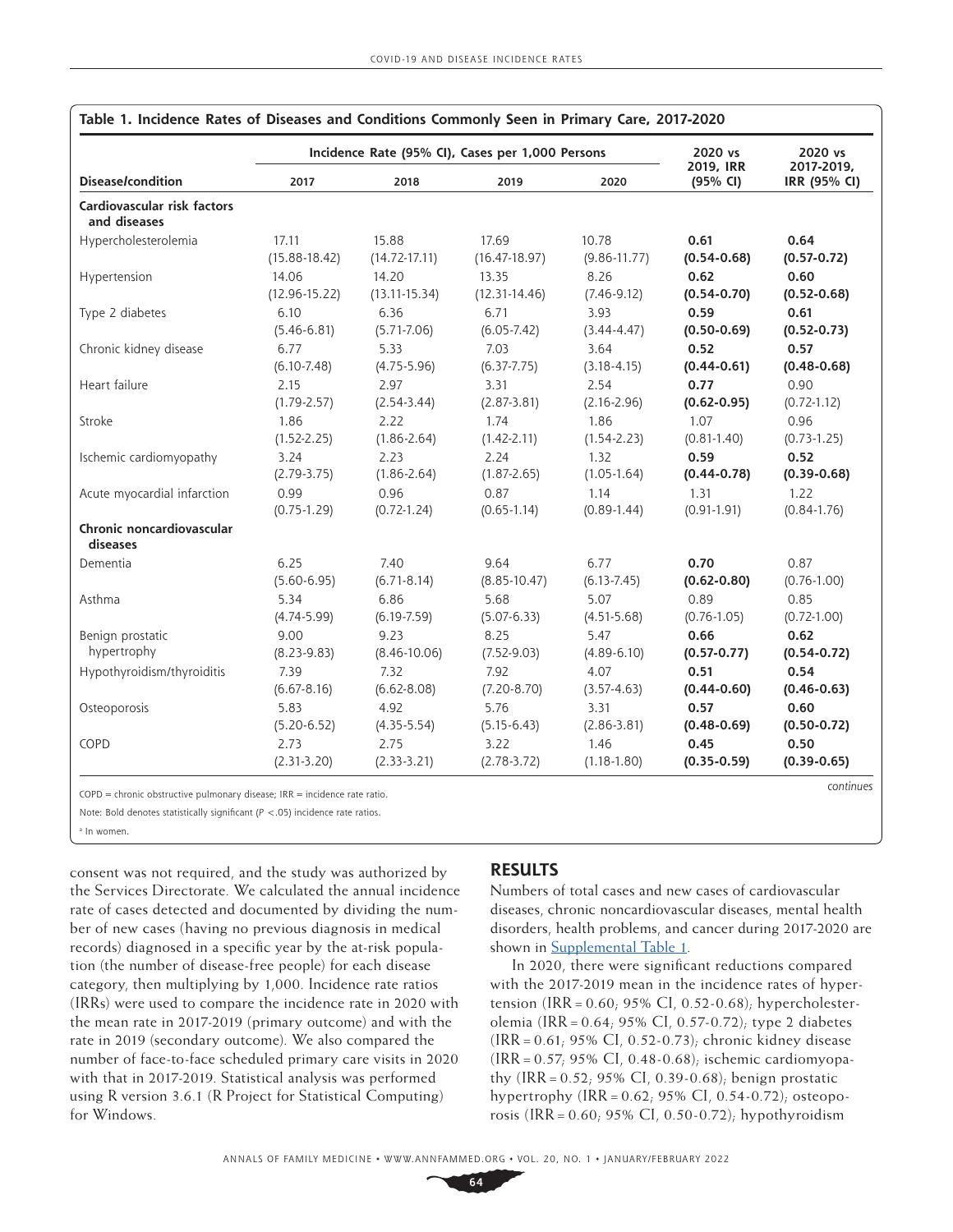**Table 1. Incidence Rates of Diseases and Conditions Commonly Seen in Primary Care, 2017-2020**

| Disease/condition | Incidence Rate (95% CI), Cases per 1,000 Persons | | | | 2020 vs 2019, IRR (95% CI) | 2020 vs 2017-2019, IRR (95% CI) |
|---|---|---|---|---|---|---|
| | 2017 | 2018 | 2019 | 2020 | | |
| **Cardiovascular risk factors and diseases** | | | | | | |
| Hypercholesterolemia | 17.11 (15.88-18.42) | 15.88 (14.72-17.11) | 17.69 (16.47-18.97) | 10.78 (9.86-11.77) | **0.61 (0.54-0.68)** | **0.64 (0.57-0.72)** |
| Hypertension | 14.06 (12.96-15.22) | 14.20 (13.11-15.34) | 13.35 (12.31-14.46) | 8.26 (7.46-9.12) | **0.62 (0.54-0.70)** | **0.60 (0.52-0.68)** |
| Type 2 diabetes | 6.10 (5.46-6.81) | 6.36 (5.71-7.06) | 6.71 (6.05-7.42) | 3.93 (3.44-4.47) | **0.59 (0.50-0.69)** | **0.61 (0.52-0.73)** |
| Chronic kidney disease | 6.77 (6.10-7.48) | 5.33 (4.75-5.96) | 7.03 (6.37-7.75) | 3.64 (3.18-4.15) | **0.52 (0.44-0.61)** | **0.57 (0.48-0.68)** |
| Heart failure | 2.15 (1.79-2.57) | 2.97 (2.54-3.44) | 3.31 (2.87-3.81) | 2.54 (2.16-2.96) | **0.77 (0.62-0.95)** | 0.90 (0.72-1.12) |
| Stroke | 1.86 (1.52-2.25) | 2.22 (1.86-2.64) | 1.74 (1.42-2.11) | 1.86 (1.54-2.23) | 1.07 (0.81-1.40) | 0.96 (0.73-1.25) |
| Ischemic cardiomyopathy | 3.24 (2.79-3.75) | 2.23 (1.86-2.64) | 2.24 (1.87-2.65) | 1.32 (1.05-1.64) | **0.59 (0.44-0.78)** | **0.52 (0.39-0.68)** |
| Acute myocardial infarction | 0.99 (0.75-1.29) | 0.96 (0.72-1.24) | 0.87 (0.65-1.14) | 1.14 (0.89-1.44) | 1.31 (0.91-1.91) | 1.22 (0.84-1.76) |
| **Chronic noncardiovascular diseases** | | | | | | |
| Dementia | 6.25 (5.60-6.95) | 7.40 (6.71-8.14) | 9.64 (8.85-10.47) | 6.77 (6.13-7.45) | **0.70 (0.62-0.80)** | 0.87 (0.76-1.00) |
| Asthma | 5.34 (4.74-5.99) | 6.86 (6.19-7.59) | 5.68 (5.07-6.33) | 5.07 (4.51-5.68) | 0.89 (0.76-1.05) | 0.85 (0.72-1.00) |
| Benign prostatic hypertrophy | 9.00 (8.23-9.83) | 9.23 (8.46-10.06) | 8.25 (7.52-9.03) | 5.47 (4.89-6.10) | **0.66 (0.57-0.77)** | **0.62 (0.54-0.72)** |
| Hypothyroidism/thyroiditis | 7.39 (6.67-8.16) | 7.32 (6.62-8.08) | 7.92 (7.20-8.70) | 4.07 (3.57-4.63) | **0.51 (0.44-0.60)** | **0.54 (0.46-0.63)** |
| Osteoporosis | 5.83 (5.20-6.52) | 4.92 (4.35-5.54) | 5.76 (5.15-6.43) | 3.31 (2.86-3.81) | **0.57 (0.48-0.69)** | **0.60 (0.50-0.72)** |
| COPD | 2.73 (2.31-3.20) | 2.75 (2.33-3.21) | 3.22 (2.78-3.72) | 1.46 (1.18-1.80) | **0.45 (0.35-0.59)** | **0.50 (0.39-0.65)** |

*continues*

COPD = chronic obstructive pulmonary disease; IRR = incidence rate ratio.

Note: Bold denotes statistically significant ($P < .05$) incidence rate ratios.

[a] In women.

consent was not required, and the study was authorized by the Services Directorate. We calculated the annual incidence rate of cases detected and documented by dividing the number of new cases (having no previous diagnosis in medical records) diagnosed in a specific year by the at-risk population (the number of disease-free people) for each disease category, then multiplying by 1,000. Incidence rate ratios (IRRs) were used to compare the incidence rate in 2020 with the mean rate in 2017-2019 (primary outcome) and with the rate in 2019 (secondary outcome). We also compared the number of face-to-face scheduled primary care visits in 2020 with that in 2017-2019. Statistical analysis was performed using R version 3.6.1 (R Project for Statistical Computing) for Windows.

## RESULTS

Numbers of total cases and new cases of cardiovascular diseases, chronic noncardiovascular diseases, mental health disorders, health problems, and cancer during 2017-2020 are shown in Supplemental Table 1.

In 2020, there were significant reductions compared with the 2017-2019 mean in the incidence rates of hypertension (IRR = 0.60; 95% CI, 0.52-0.68); hypercholesterolemia (IRR = 0.64; 95% CI, 0.57-0.72); type 2 diabetes (IRR = 0.61; 95% CI, 0.52-0.73); chronic kidney disease (IRR = 0.57; 95% CI, 0.48-0.68); ischemic cardiomyopathy (IRR = 0.52; 95% CI, 0.39-0.68); benign prostatic hypertrophy (IRR = 0.62; 95% CI, 0.54-0.72); osteoporosis (IRR = 0.60; 95% CI, 0.50-0.72); hypothyroidism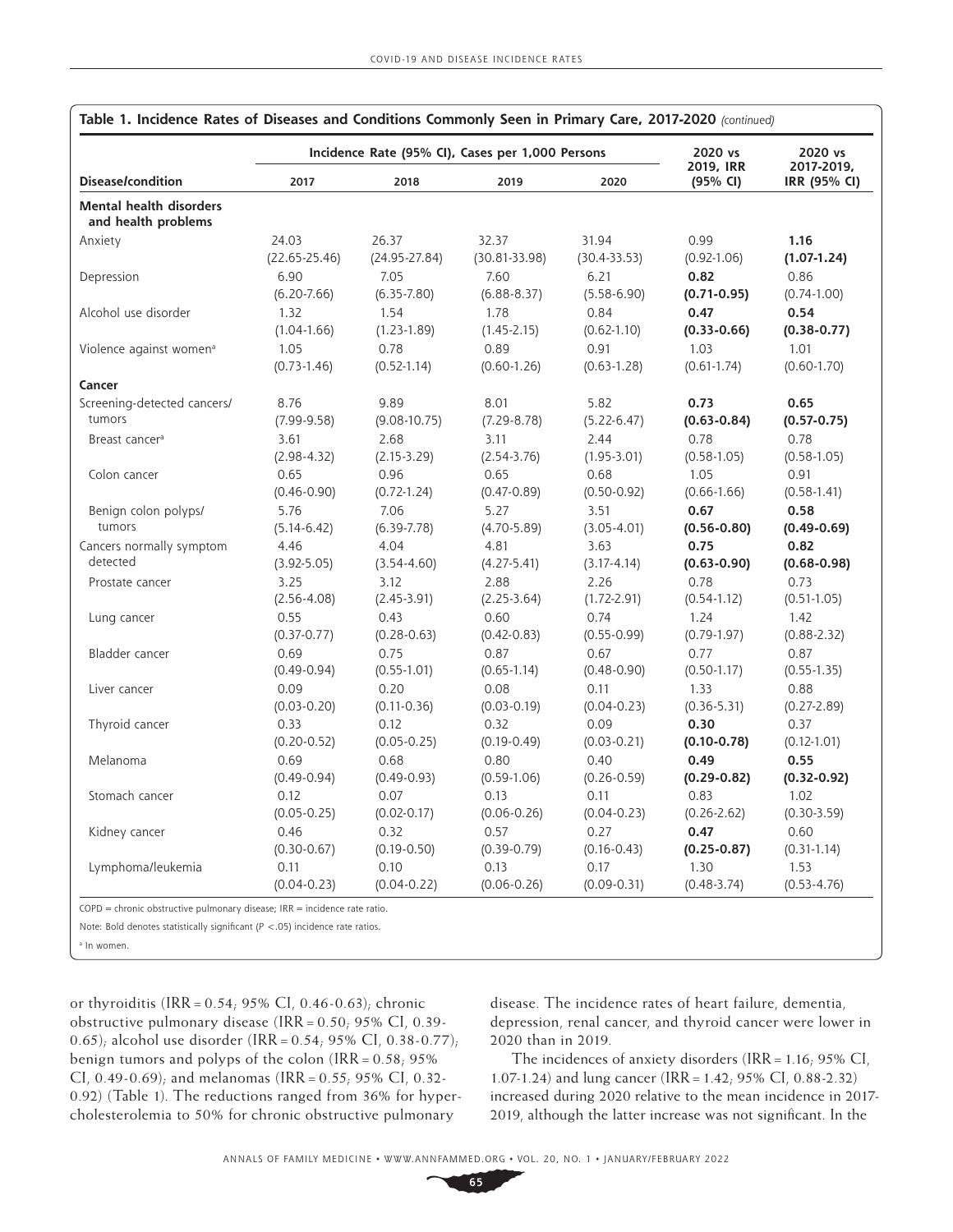**Table 1. Incidence Rates of Diseases and Conditions Commonly Seen in Primary Care, 2017-2020** *(continued)*

| Disease/condition | Incidence Rate (95% CI), Cases per 1,000 Persons | | | | 2020 vs 2019, IRR (95% CI) | 2020 vs 2017-2019, IRR (95% CI) |
|---|---|---|---|---|---|---|
| | 2017 | 2018 | 2019 | 2020 | | |
| **Mental health disorders and health problems** | | | | | | |
| Anxiety | 24.03 (22.65-25.46) | 26.37 (24.95-27.84) | 32.37 (30.81-33.98) | 31.94 (30.4-33.53) | 0.99 (0.92-1.06) | **1.16 (1.07-1.24)** |
| Depression | 6.90 (6.20-7.66) | 7.05 (6.35-7.80) | 7.60 (6.88-8.37) | 6.21 (5.58-6.90) | **0.82 (0.71-0.95)** | 0.86 (0.74-1.00) |
| Alcohol use disorder | 1.32 (1.04-1.66) | 1.54 (1.23-1.89) | 1.78 (1.45-2.15) | 0.84 (0.62-1.10) | **0.47 (0.33-0.66)** | **0.54 (0.38-0.77)** |
| Violence against women[a] | 1.05 (0.73-1.46) | 0.78 (0.52-1.14) | 0.89 (0.60-1.26) | 0.91 (0.63-1.28) | 1.03 (0.61-1.74) | 1.01 (0.60-1.70) |
| **Cancer** | | | | | | |
| Screening-detected cancers/tumors | 8.76 (7.99-9.58) | 9.89 (9.08-10.75) | 8.01 (7.29-8.78) | 5.82 (5.22-6.47) | **0.73 (0.63-0.84)** | **0.65 (0.57-0.75)** |
| Breast cancer[a] | 3.61 (2.98-4.32) | 2.68 (2.15-3.29) | 3.11 (2.54-3.76) | 2.44 (1.95-3.01) | 0.78 (0.58-1.05) | 0.78 (0.58-1.05) |
| Colon cancer | 0.65 (0.46-0.90) | 0.96 (0.72-1.24) | 0.65 (0.47-0.89) | 0.68 (0.50-0.92) | 1.05 (0.66-1.66) | 0.91 (0.58-1.41) |
| Benign colon polyps/tumors | 5.76 (5.14-6.42) | 7.06 (6.39-7.78) | 5.27 (4.70-5.89) | 3.51 (3.05-4.01) | **0.67 (0.56-0.80)** | **0.58 (0.49-0.69)** |
| Cancers normally symptom detected | 4.46 (3.92-5.05) | 4.04 (3.54-4.60) | 4.81 (4.27-5.41) | 3.63 (3.17-4.14) | **0.75 (0.63-0.90)** | **0.82 (0.68-0.98)** |
| Prostate cancer | 3.25 (2.56-4.08) | 3.12 (2.45-3.91) | 2.88 (2.25-3.64) | 2.26 (1.72-2.91) | 0.78 (0.54-1.12) | 0.73 (0.51-1.05) |
| Lung cancer | 0.55 (0.37-0.77) | 0.43 (0.28-0.63) | 0.60 (0.42-0.83) | 0.74 (0.55-0.99) | 1.24 (0.79-1.97) | 1.42 (0.88-2.32) |
| Bladder cancer | 0.69 (0.49-0.94) | 0.75 (0.55-1.01) | 0.87 (0.65-1.14) | 0.67 (0.48-0.90) | 0.77 (0.50-1.17) | 0.87 (0.55-1.35) |
| Liver cancer | 0.09 (0.03-0.20) | 0.20 (0.11-0.36) | 0.08 (0.03-0.19) | 0.11 (0.04-0.23) | 1.33 (0.36-5.31) | 0.88 (0.27-2.89) |
| Thyroid cancer | 0.33 (0.20-0.52) | 0.12 (0.05-0.25) | 0.32 (0.19-0.49) | 0.09 (0.03-0.21) | **0.30 (0.10-0.78)** | 0.37 (0.12-1.01) |
| Melanoma | 0.69 (0.49-0.94) | 0.68 (0.49-0.93) | 0.80 (0.59-1.06) | 0.40 (0.26-0.59) | **0.49 (0.29-0.82)** | **0.55 (0.32-0.92)** |
| Stomach cancer | 0.12 (0.05-0.25) | 0.07 (0.02-0.17) | 0.13 (0.06-0.26) | 0.11 (0.04-0.23) | 0.83 (0.26-2.62) | 1.02 (0.30-3.59) |
| Kidney cancer | 0.46 (0.30-0.67) | 0.32 (0.19-0.50) | 0.57 (0.39-0.79) | 0.27 (0.16-0.43) | **0.47 (0.25-0.87)** | 0.60 (0.31-1.14) |
| Lymphoma/leukemia | 0.11 (0.04-0.23) | 0.10 (0.04-0.22) | 0.13 (0.06-0.26) | 0.17 (0.09-0.31) | 1.30 (0.48-3.74) | 1.53 (0.53-4.76) |

COPD = chronic obstructive pulmonary disease; IRR = incidence rate ratio.

Note: Bold denotes statistically significant ($P < .05$) incidence rate ratios.

[a] In women.

or thyroiditis (IRR = 0.54; 95% CI, 0.46-0.63); chronic obstructive pulmonary disease (IRR = 0.50; 95% CI, 0.39-0.65); alcohol use disorder (IRR = 0.54; 95% CI, 0.38-0.77); benign tumors and polyps of the colon (IRR = 0.58; 95% CI, 0.49-0.69); and melanomas (IRR = 0.55; 95% CI, 0.32-0.92) (Table 1). The reductions ranged from 36% for hypercholesterolemia to 50% for chronic obstructive pulmonary disease. The incidence rates of heart failure, dementia, depression, renal cancer, and thyroid cancer were lower in 2020 than in 2019.

The incidences of anxiety disorders (IRR = 1.16; 95% CI, 1.07-1.24) and lung cancer (IRR = 1.42; 95% CI, 0.88-2.32) increased during 2020 relative to the mean incidence in 2017-2019, although the latter increase was not significant. In the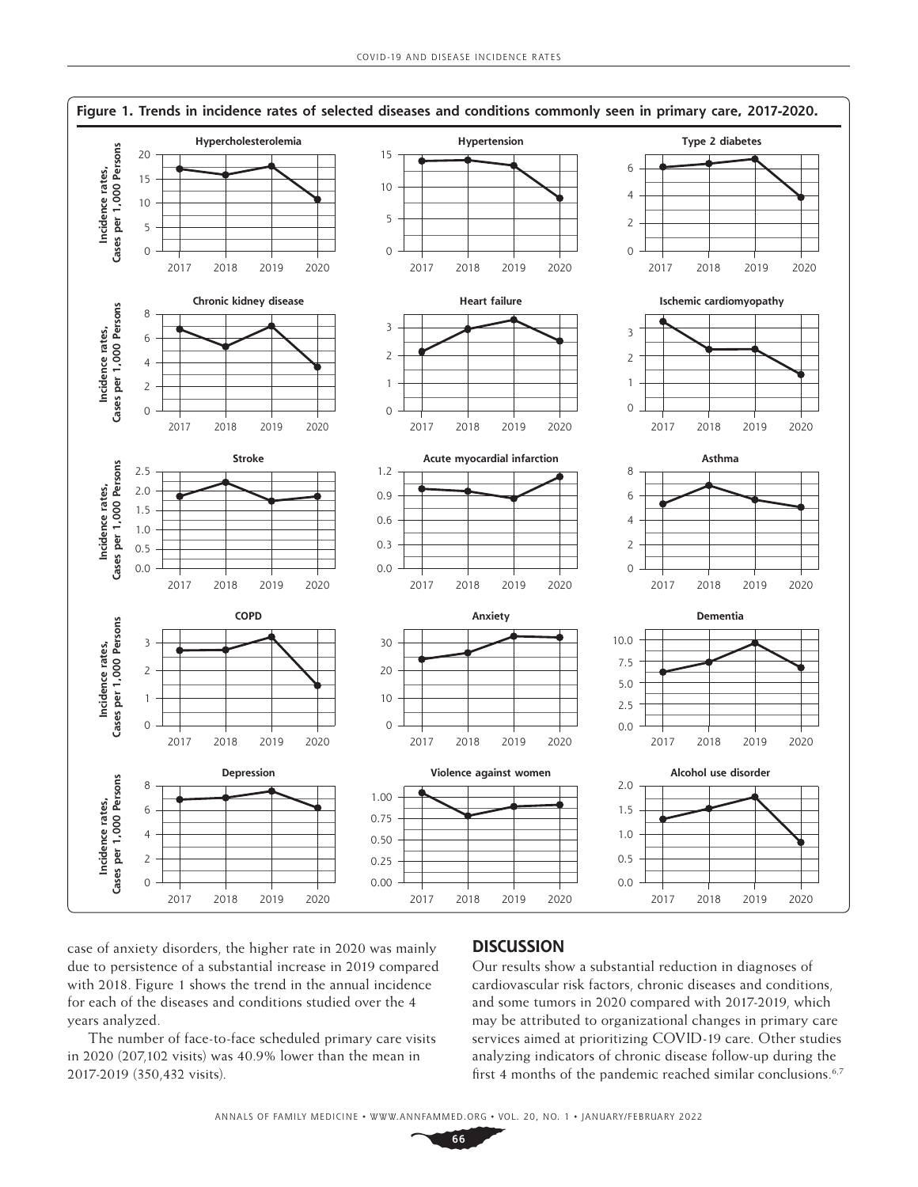**Figure 1. Trends in incidence rates of selected diseases and conditions commonly seen in primary care, 2017-2020.**

case of anxiety disorders, the higher rate in 2020 was mainly due to persistence of a substantial increase in 2019 compared with 2018. Figure 1 shows the trend in the annual incidence for each of the diseases and conditions studied over the 4 years analyzed.

The number of face-to-face scheduled primary care visits in 2020 (207,102 visits) was 40.9% lower than the mean in 2017-2019 (350,432 visits).

## DISCUSSION

Our results show a substantial reduction in diagnoses of cardiovascular risk factors, chronic diseases and conditions, and some tumors in 2020 compared with 2017-2019, which may be attributed to organizational changes in primary care services aimed at prioritizing COVID-19 care. Other studies analyzing indicators of chronic disease follow-up during the first 4 months of the pandemic reached similar conclusions.[6,7]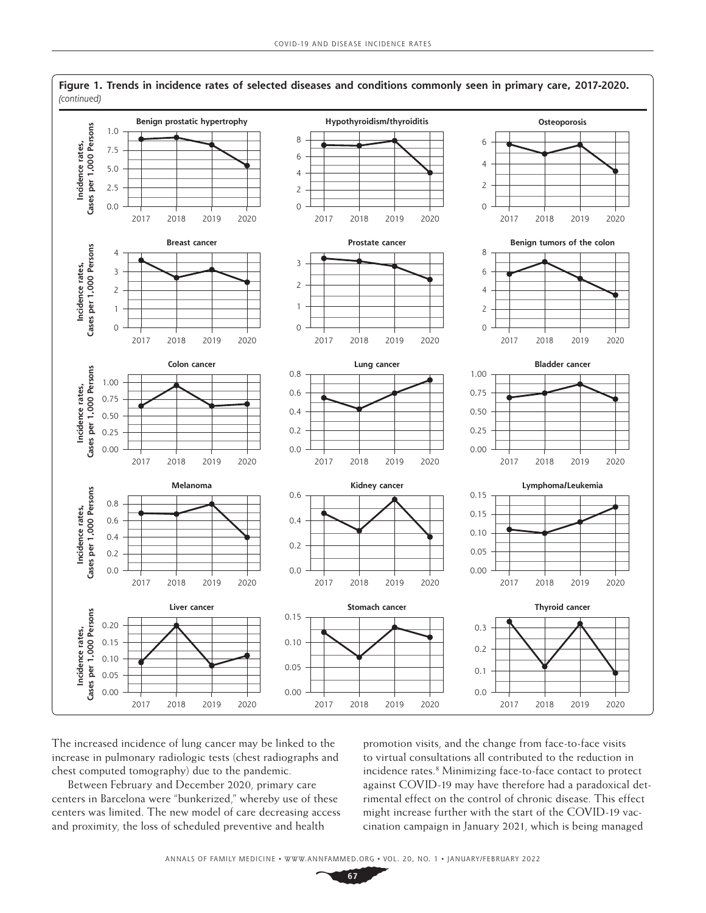**Figure 1. Trends in incidence rates of selected diseases and conditions commonly seen in primary care, 2017-2020.** *(continued)*

The increased incidence of lung cancer may be linked to the increase in pulmonary radiologic tests (chest radiographs and chest computed tomography) due to the pandemic.

Between February and December 2020, primary care centers in Barcelona were "bunkerized," whereby use of these centers was limited. The new model of care decreasing access and proximity, the loss of scheduled preventive and health promotion visits, and the change from face-to-face visits to virtual consultations all contributed to the reduction in incidence rates.[8] Minimizing face-to-face contact to protect against COVID-19 may have therefore had a paradoxical detrimental effect on the control of chronic disease. This effect might increase further with the start of the COVID-19 vaccination campaign in January 2021, which is being managed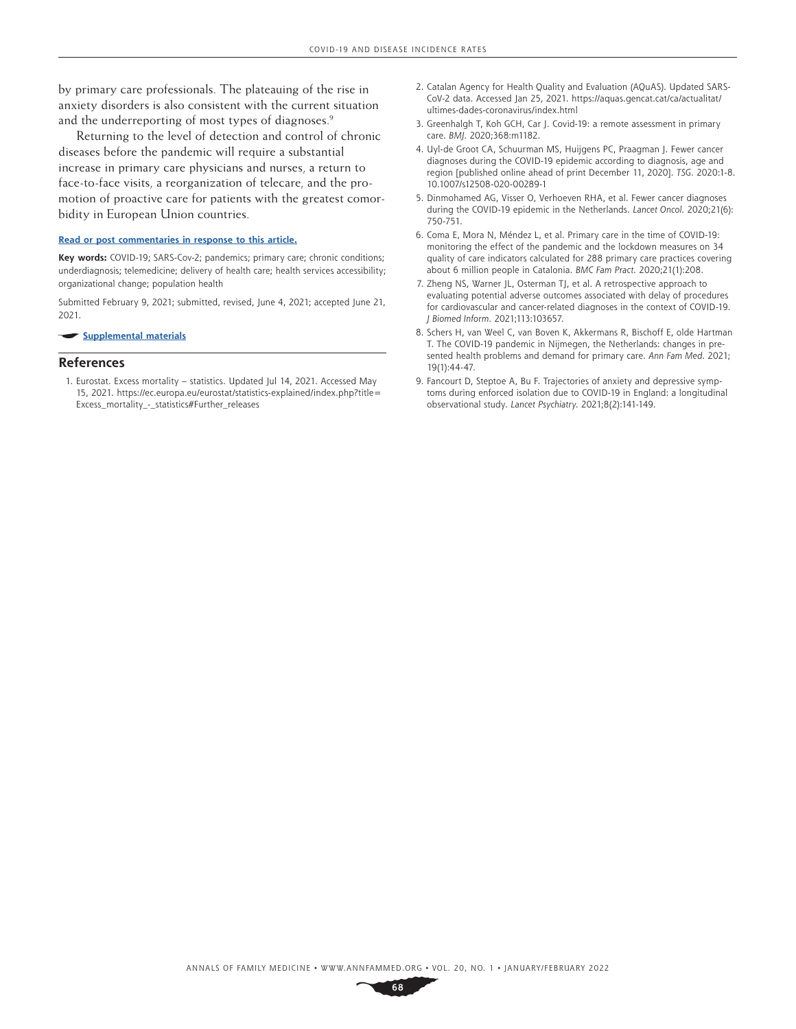by primary care professionals. The plateauing of the rise in anxiety disorders is also consistent with the current situation and the underreporting of most types of diagnoses.[9]

Returning to the level of detection and control of chronic diseases before the pandemic will require a substantial increase in primary care physicians and nurses, a return to face-to-face visits, a reorganization of telecare, and the promotion of proactive care for patients with the greatest comorbidity in European Union countries.

**Read or post commentaries in response to this article.**

**Key words:** COVID-19; SARS-Cov-2; pandemics; primary care; chronic conditions; underdiagnosis; telemedicine; delivery of health care; health services accessibility; organizational change; population health

Submitted February 9, 2021; submitted, revised, June 4, 2021; accepted June 21, 2021.

**Supplemental materials**

## References

1. Eurostat. Excess mortality – statistics. Updated Jul 14, 2021. Accessed May 15, 2021. https://ec.europa.eu/eurostat/statistics-explained/index.php?title=Excess_mortality_-_statistics#Further_releases
2. Catalan Agency for Health Quality and Evaluation (AQuAS). Updated SARS-CoV-2 data. Accessed Jan 25, 2021. https://aquas.gencat.cat/ca/actualitat/ultimes-dades-coronavirus/index.html
3. Greenhalgh T, Koh GCH, Car J. Covid-19: a remote assessment in primary care. *BMJ.* 2020;368:m1182.
4. Uyl-de Groot CA, Schuurman MS, Huijgens PC, Praagman J. Fewer cancer diagnoses during the COVID-19 epidemic according to diagnosis, age and region [published online ahead of print December 11, 2020]. *TSG.* 2020:1-8. 10.1007/s12508-020-00289-1
5. Dinmohamed AG, Visser O, Verhoeven RHA, et al. Fewer cancer diagnoses during the COVID-19 epidemic in the Netherlands. *Lancet Oncol.* 2020;21(6):750-751.
6. Coma E, Mora N, Méndez L, et al. Primary care in the time of COVID-19: monitoring the effect of the pandemic and the lockdown measures on 34 quality of care indicators calculated for 288 primary care practices covering about 6 million people in Catalonia. *BMC Fam Pract.* 2020;21(1):208.
7. Zheng NS, Warner JL, Osterman TJ, et al. A retrospective approach to evaluating potential adverse outcomes associated with delay of procedures for cardiovascular and cancer-related diagnoses in the context of COVID-19. *J Biomed Inform.* 2021;113:103657.
8. Schers H, van Weel C, van Boven K, Akkermans R, Bischoff E, olde Hartman T. The COVID-19 pandemic in Nijmegen, the Netherlands: changes in presented health problems and demand for primary care. *Ann Fam Med.* 2021;19(1):44-47.
9. Fancourt D, Steptoe A, Bu F. Trajectories of anxiety and depressive symptoms during enforced isolation due to COVID-19 in England: a longitudinal observational study. *Lancet Psychiatry.* 2021;8(2):141-149.